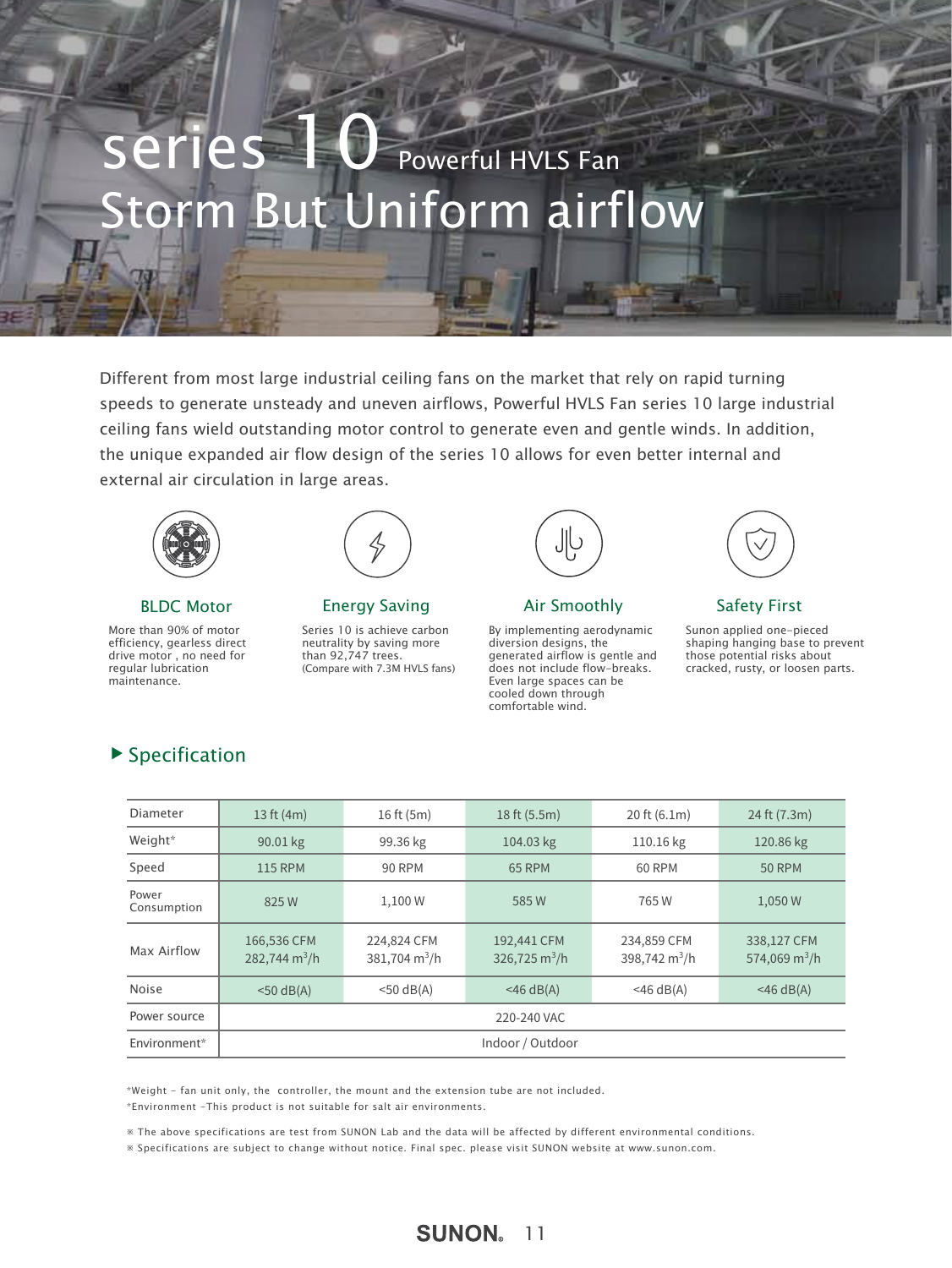# series 10 Powerful HVLS Fan

## Storm But Uniform airflow

Different from most large industrial ceiling fans on the market that rely on rapid turning speeds to generate unsteady and uneven airflows, Powerful HVLS Fan series 10 large industrial ceiling fans wield outstanding motor control to generate even and gentle winds. In addition, the unique expanded air flow design of the series 10 allows for even better internal and external air circulation in large areas.

### BLDC Motor

More than 90% of motor efficiency, gearless direct drive motor , no need for regular lubrication maintenance.

### Energy Saving

Series 10 is achieve carbon neutrality by saving more than 92,747 trees.
(Compare with 7.3M HVLS fans)

### Air Smoothly

By implementing aerodynamic diversion designs, the generated airflow is gentle and does not include flow-breaks. Even large spaces can be cooled down through comfortable wind.

### Safety First

Sunon applied one-pieced shaping hanging base to prevent those potential risks about cracked, rusty, or loosen parts.

## ▶ Specification

| Diameter | 13 ft (4m) | 16 ft (5m) | 18 ft (5.5m) | 20 ft (6.1m) | 24 ft (7.3m) |
|---|---|---|---|---|---|
| Weight* | 90.01 kg | 99.36 kg | 104.03 kg | 110.16 kg | 120.86 kg |
| Speed | 115 RPM | 90 RPM | 65 RPM | 60 RPM | 50 RPM |
| Power Consumption | 825 W | 1,100 W | 585 W | 765 W | 1,050 W |
| Max Airflow | 166,536 CFM<br>282,744 $m^3/h$ | 224,824 CFM<br>381,704 $m^3/h$ | 192,441 CFM<br>326,725 $m^3/h$ | 234,859 CFM<br>398,742 $m^3/h$ | 338,127 CFM<br>574,069 $m^3/h$ |
| Noise | <50 dB(A) | <50 dB(A) | <46 dB(A) | <46 dB(A) | <46 dB(A) |
| Power source | 220-240 VAC | | | | |
| Environment* | Indoor / Outdoor | | | | |

*Weight - fan unit only, the controller, the mount and the extension tube are not included.
*Environment -This product is not suitable for salt air environments.

※ The above specifications are test from SUNON Lab and the data will be affected by different environmental conditions.
※ Specifications are subject to change without notice. Final spec. please visit SUNON website at www.sunon.com.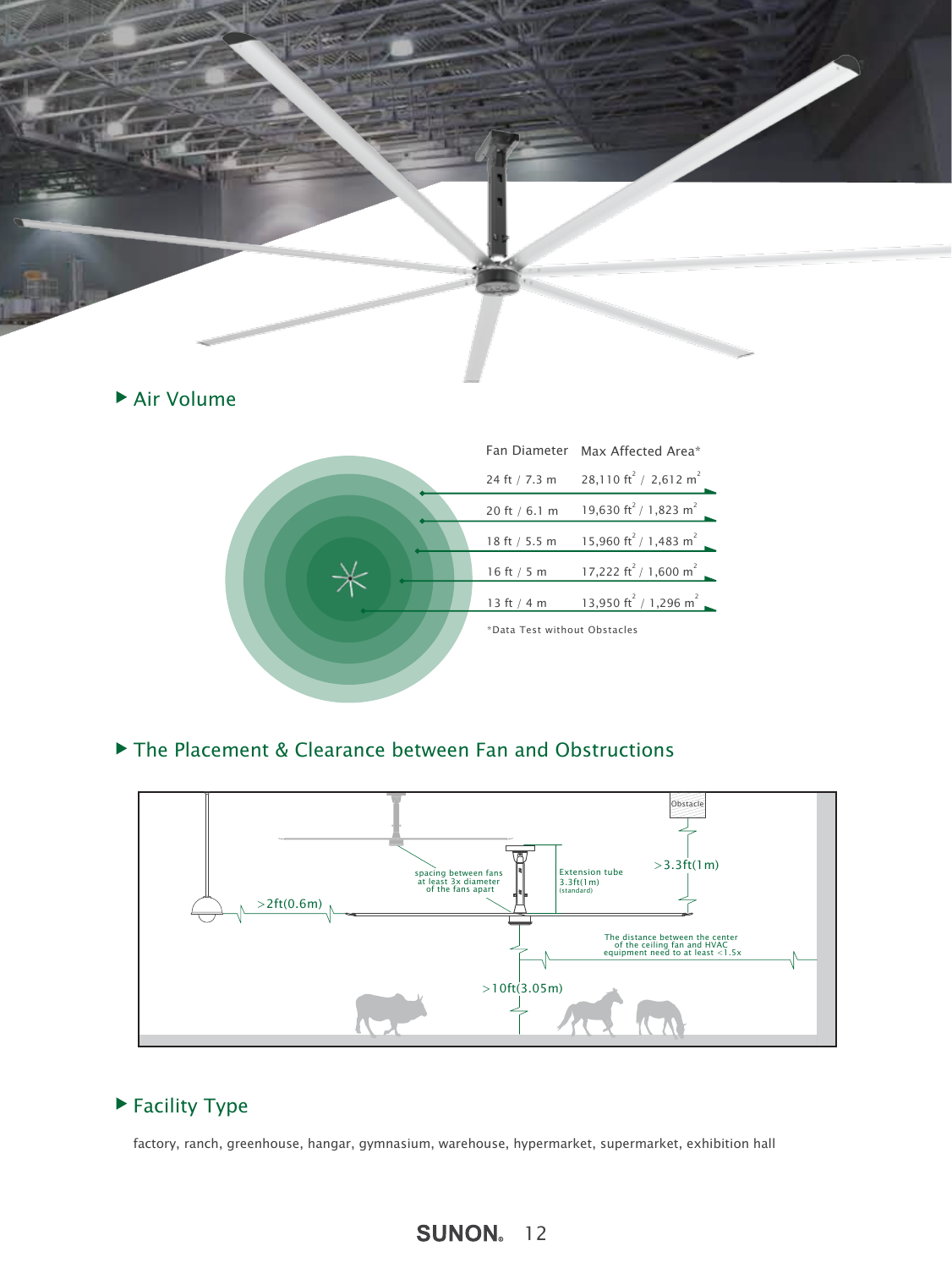## Air Volume

| Fan Diameter | Max Affected Area* |
|---|---|
| 24 ft / 7.3 m | 28,110 $ft^2$ / 2,612 $m^2$ |
| 20 ft / 6.1 m | 19,630 $ft^2$ / 1,823 $m^2$ |
| 18 ft / 5.5 m | 15,960 $ft^2$ / 1,483 $m^2$ |
| 16 ft / 5 m | 17,222 $ft^2$ / 1,600 $m^2$ |
| 13 ft / 4 m | 13,950 $ft^2$ / 1,296 $m^2$ |

*Data Test without Obstacles

## The Placement & Clearance between Fan and Obstructions

Obstacle

>3.3ft(1m)

spacing between fans at least 3x diameter of the fans apart

Extension tube 3.3ft(1m) (standard)

>2ft(0.6m)

The distance between the center of the ceiling fan and HVAC equipment need to at least <1.5x

>10ft(3.05m)

## Facility Type

factory, ranch, greenhouse, hangar, gymnasium, warehouse, hypermarket, supermarket, exhibition hall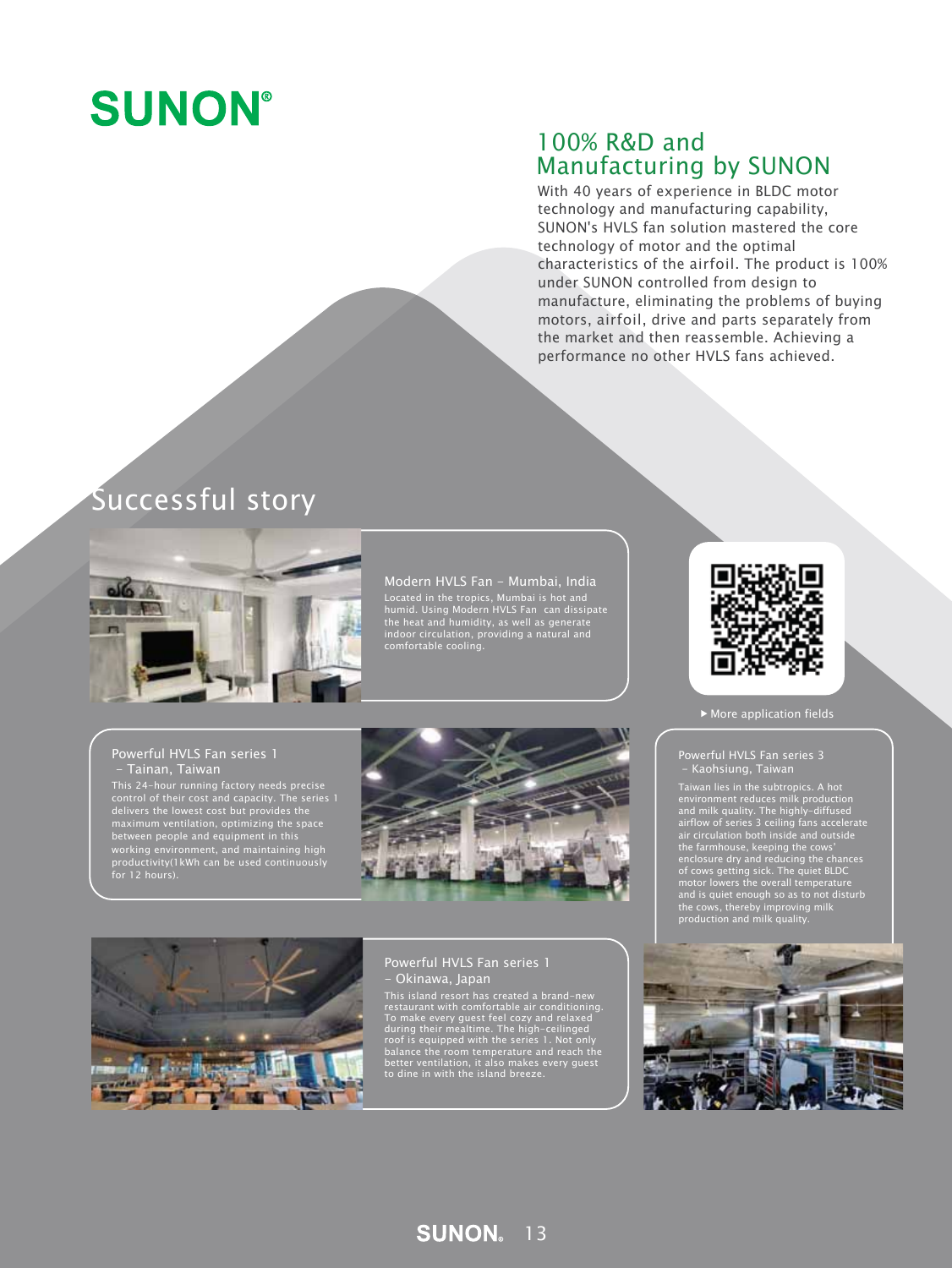# SUNON®

## 100% R&D and Manufacturing by SUNON

With 40 years of experience in BLDC motor technology and manufacturing capability, SUNON's HVLS fan solution mastered the core technology of motor and the optimal characteristics of the airfoil. The product is 100% under SUNON controlled from design to manufacture, eliminating the problems of buying motors, airfoil, drive and parts separately from the market and then reassemble. Achieving a performance no other HVLS fans achieved.

## Successful story

### Modern HVLS Fan - Mumbai, India

Located in the tropics, Mumbai is hot and humid. Using Modern HVLS Fan can dissipate the heat and humidity, as well as generate indoor circulation, providing a natural and comfortable cooling.

▶ More application fields

### Powerful HVLS Fan series 1 - Tainan, Taiwan

This 24-hour running factory needs precise control of their cost and capacity. The series 1 delivers the lowest cost but provides the maximum ventilation, optimizing the space between people and equipment in this working environment, and maintaining high productivity(1kWh can be used continuously for 12 hours).

### Powerful HVLS Fan series 3 - Kaohsiung, Taiwan

Taiwan lies in the subtropics. A hot environment reduces milk production and milk quality. The highly-diffused airflow of series 3 ceiling fans accelerate air circulation both inside and outside the farmhouse, keeping the cows' enclosure dry and reducing the chances of cows getting sick. The quiet BLDC motor lowers the overall temperature and is quiet enough so as to not disturb the cows, thereby improving milk production and milk quality.

### Powerful HVLS Fan series 1 - Okinawa, Japan

This island resort has created a brand-new restaurant with comfortable air conditioning. To make every guest feel cozy and relaxed during their mealtime. The high-ceilinged roof is equipped with the series 1. Not only balance the room temperature and reach the better ventilation, it also makes every guest to dine in with the island breeze.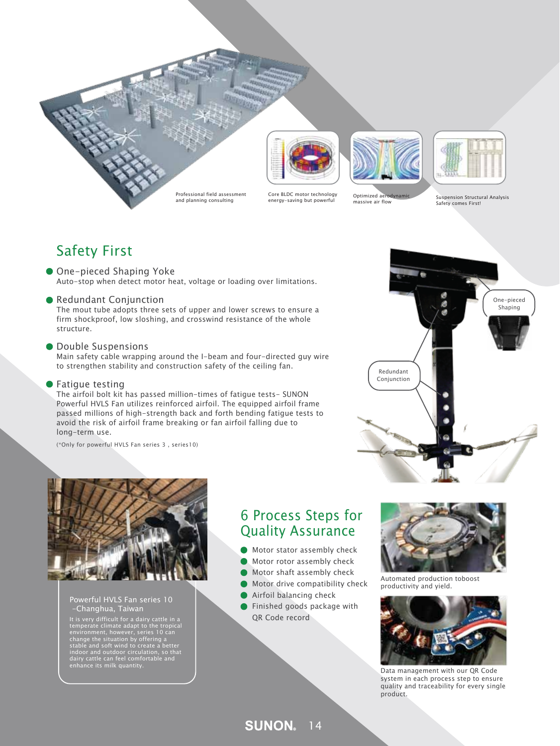Professional field assessment and planning consulting

Core BLDC motor technology energy-saving but powerful

Optimized aerodynamic massive air flow

Suspension Structural Analysis Safety comes First!

## Safety First

- **One-pieced Shaping Yoke**
  Auto-stop when detect motor heat, voltage or loading over limitations.

- **Redundant Conjunction**
  The mout tube adopts three sets of upper and lower screws to ensure a firm shockproof, low sloshing, and crosswind resistance of the whole structure.

- **Double Suspensions**
  Main safety cable wrapping around the I-beam and four-directed guy wire to strengthen stability and construction safety of the ceiling fan.

- **Fatigue testing**
  The airfoil bolt kit has passed million-times of fatigue tests- SUNON Powerful HVLS Fan utilizes reinforced airfoil. The equipped airfoil frame passed millions of high-strength back and forth bending fatigue tests to avoid the risk of airfoil frame breaking or fan airfoil falling due to long-term use.

(*Only for powerful HVLS Fan series 3 , series10)

One-pieced Shaping

Redundant Conjunction

### Powerful HVLS Fan series 10 -Changhua, Taiwan

It is very difficult for a dairy cattle in a temperate climate adapt to the tropical environment, however, series 10 can change the situation by offering a stable and soft wind to create a better indoor and outdoor circulation, so that dairy cattle can feel comfortable and enhance its milk quantity.

## 6 Process Steps for Quality Assurance

- Motor stator assembly check
- Motor rotor assembly check
- Motor shaft assembly check
- Motor drive compatibility check
- Airfoil balancing check
- Finished goods package with QR Code record

Automated production toboost productivity and yield.

Data management with our QR Code system in each process step to ensure quality and traceability for every single product.